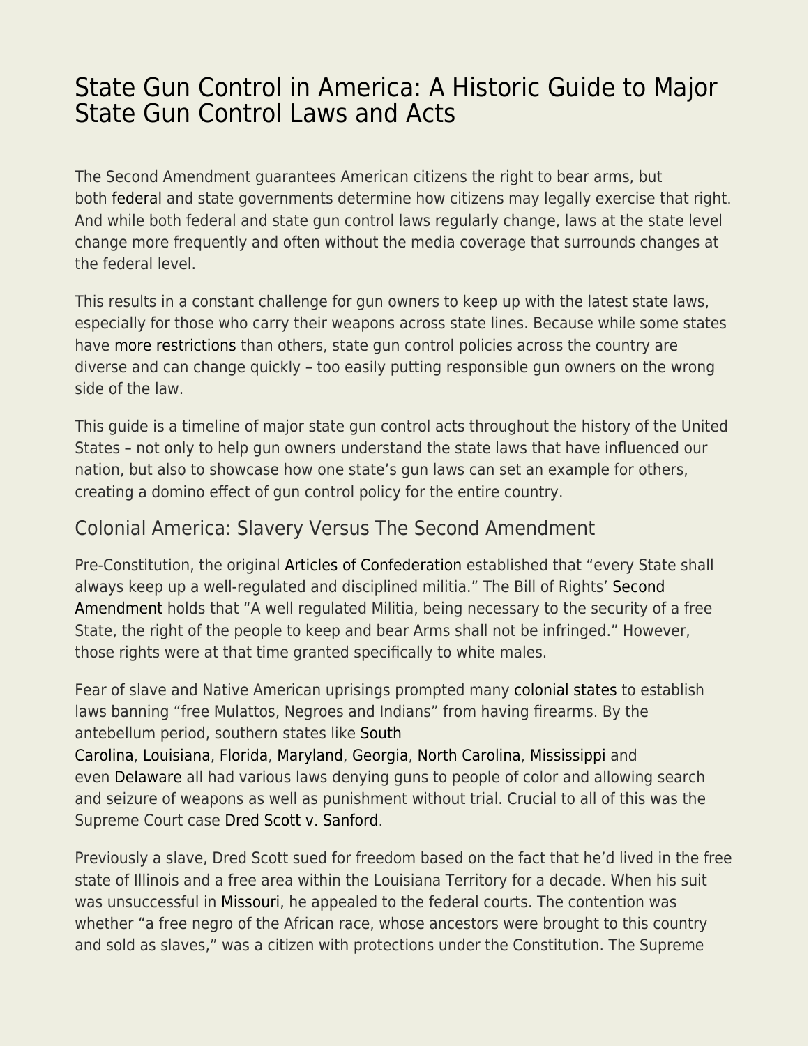# State Gun Control in America: A Historic Guide to Major State Gun Control Laws and Acts

The Second Amendment guarantees American citizens the right to bear arms, but both federal and state governments determine how citizens may legally exercise that right. And while both federal and state gun control laws regularly change, laws at the state level change more frequently and often without the media coverage that surrounds changes at the federal level.

This results in a constant challenge for gun owners to keep up with the latest state laws, especially for those who carry their weapons across state lines. Because while some states have more restrictions than others, state gun control policies across the country are diverse and can change quickly – too easily putting responsible gun owners on the wrong side of the law.

This guide is a timeline of major state gun control acts throughout the history of the United States – not only to help gun owners understand the state laws that have influenced our nation, but also to showcase how one state's gun laws can set an example for others, creating a domino effect of gun control policy for the entire country.

## Colonial America: Slavery Versus The Second Amendment

Pre-Constitution, the original Articles of Confederation established that "every State shall always keep up a well-regulated and disciplined militia." The Bill of Rights' Second Amendment holds that "A well regulated Militia, being necessary to the security of a free State, the right of the people to keep and bear Arms shall not be infringed." However, those rights were at that time granted specifically to white males.

Fear of slave and Native American uprisings prompted many colonial states to establish laws banning "free Mulattos, Negroes and Indians" from having firearms. By the antebellum period, southern states like South Carolina, Louisiana, Florida, Maryland, Georgia, North Carolina, Mississippi and even Delaware all had various laws denying guns to people of color and allowing search and seizure of weapons as well as punishment without trial. Crucial to all of this was the Supreme Court case Dred Scott v. Sanford.

Previously a slave, Dred Scott sued for freedom based on the fact that he'd lived in the free state of Illinois and a free area within the Louisiana Territory for a decade. When his suit was unsuccessful in Missouri, he appealed to the federal courts. The contention was whether "a free negro of the African race, whose ancestors were brought to this country and sold as slaves," was a citizen with protections under the Constitution. The Supreme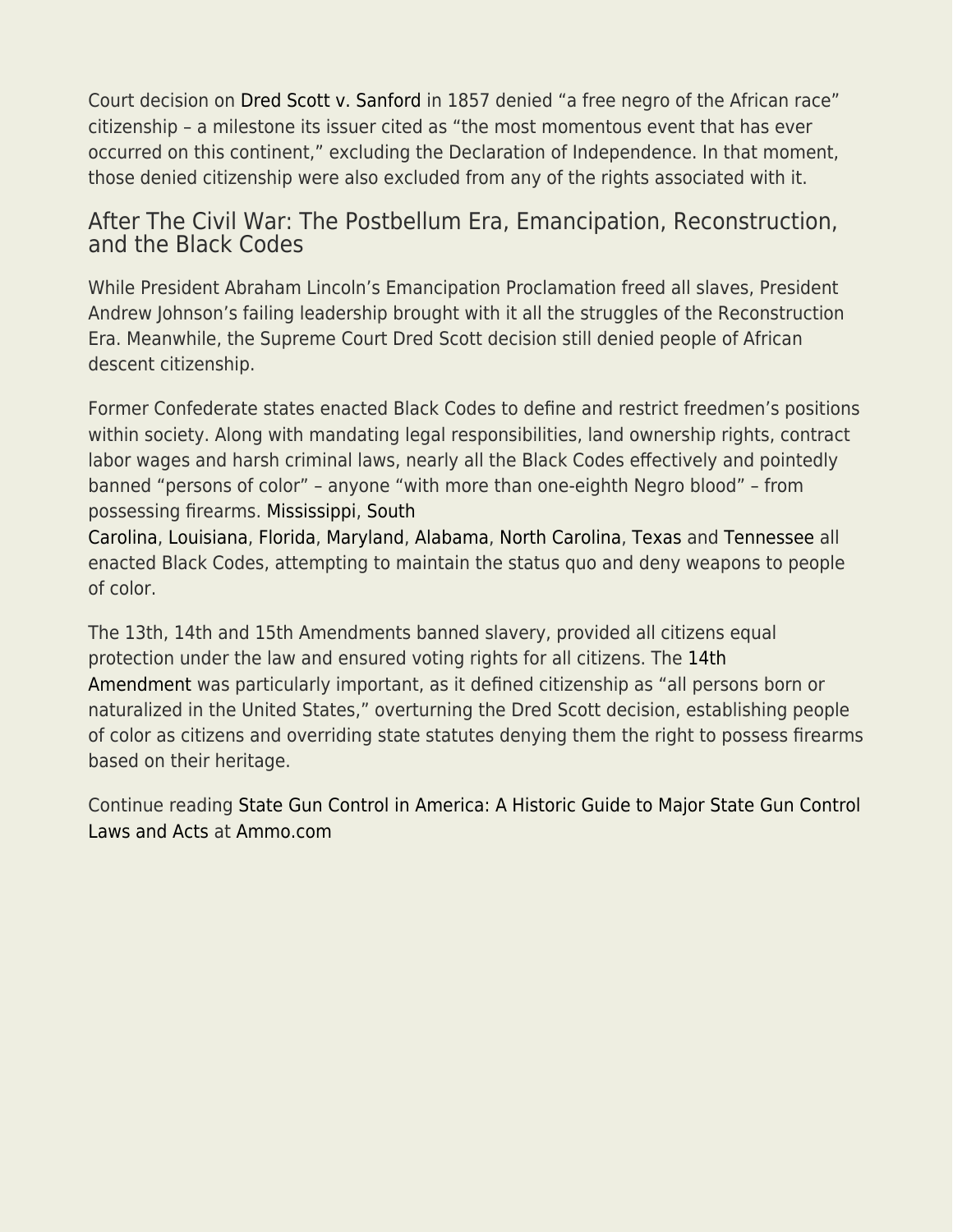Court decision on Dred Scott v. Sanford in 1857 denied “a free negro of the African race” citizenship – a milestone its issuer cited as “the most momentous event that has ever occurred on this continent,” excluding the Declaration of Independence. In that moment, those denied citizenship were also excluded from any of the rights associated with it.

## After The Civil War: The Postbellum Era, Emancipation, Reconstruction, and the Black Codes

While President Abraham Lincoln’s Emancipation Proclamation freed all slaves, President Andrew Johnson’s failing leadership brought with it all the struggles of the Reconstruction Era. Meanwhile, the Supreme Court Dred Scott decision still denied people of African descent citizenship.

Former Confederate states enacted Black Codes to define and restrict freedmen’s positions within society. Along with mandating legal responsibilities, land ownership rights, contract labor wages and harsh criminal laws, nearly all the Black Codes effectively and pointedly banned “persons of color” – anyone “with more than one-eighth Negro blood” – from possessing firearms. Mississippi, South Carolina, Louisiana, Florida, Maryland, Alabama, North Carolina, Texas and Tennessee all enacted Black Codes, attempting to maintain the status quo and deny weapons to people of color.

The 13th, 14th and 15th Amendments banned slavery, provided all citizens equal protection under the law and ensured voting rights for all citizens. The 14th Amendment was particularly important, as it defined citizenship as “all persons born or naturalized in the United States,” overturning the Dred Scott decision, establishing people of color as citizens and overriding state statutes denying them the right to possess firearms based on their heritage.

Continue reading State Gun Control in America: A Historic Guide to Major State Gun Control Laws and Acts at Ammo.com